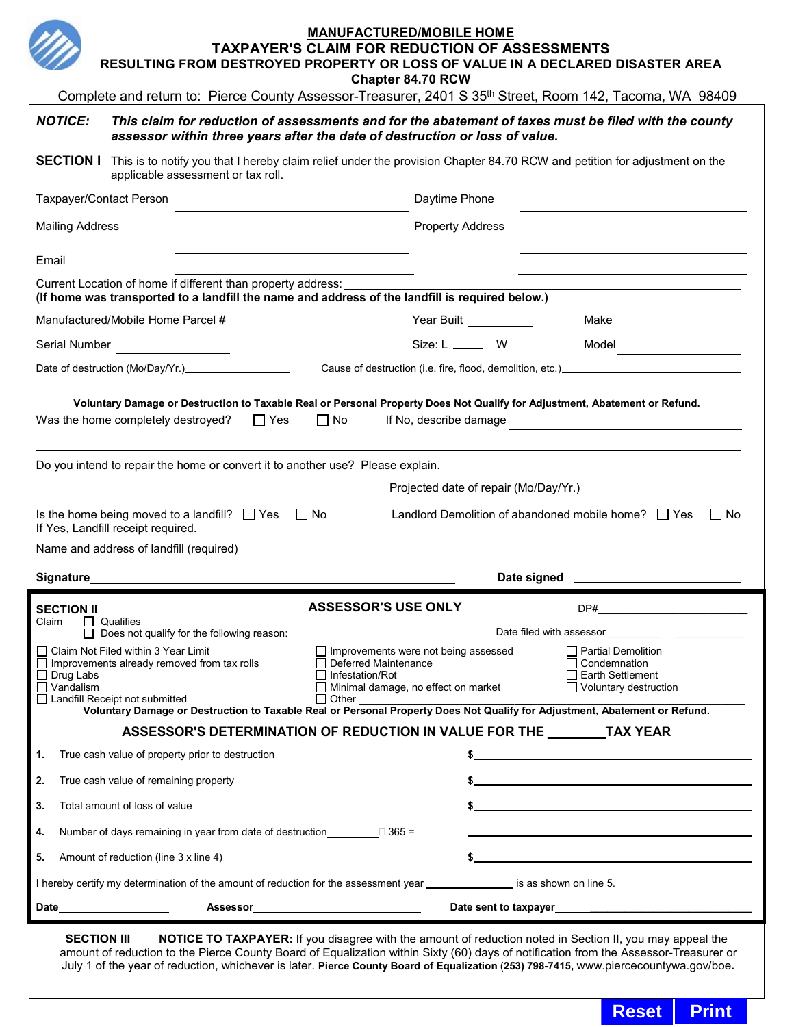# MANUFACTURED/MOBILE HOME
## TAXPAYER'S CLAIM FOR REDUCTION OF ASSESSMENTS
## RESULTING FROM DESTROYED PROPERTY OR LOSS OF VALUE IN A DECLARED DISASTER AREA
### Chapter 84.70 RCW

Complete and return to: Pierce County Assessor-Treasurer, 2401 S 35th Street, Room 142, Tacoma, WA 98409

**NOTICE:** ***This claim for reduction of assessments and for the abatement of taxes must be filed with the county assessor within three years after the date of destruction or loss of value.***

**SECTION I** This is to notify you that I hereby claim relief under the provision Chapter 84.70 RCW and petition for adjustment on the applicable assessment or tax roll.

Taxpayer/Contact Person ____________________ Daytime Phone ____________________

Mailing Address ____________________ Property Address ____________________

____________________ ____________________

Email ____________________ ____________________

Current Location of home if different than property address: ____________________
**(If home was transported to a landfill the name and address of the landfill is required below.)**

Manufactured/Mobile Home Parcel # ____________ Year Built ________ Make ____________

Serial Number ____________ Size: L _____ W _____ Model ____________

Date of destruction (Mo/Day/Yr.) ____________ Cause of destruction (i.e. fire, flood, demolition, etc.) ____________

**Voluntary Damage or Destruction to Taxable Real or Personal Property Does Not Qualify for Adjustment, Abatement or Refund.**

Was the home completely destroyed? ☐ Yes ☐ No If No, describe damage ____________________

Do you intend to repair the home or convert it to another use? Please explain. ____________________

____________________ Projected date of repair (Mo/Day/Yr.) ____________

Is the home being moved to a landfill? ☐ Yes ☐ No Landlord Demolition of abandoned mobile home? ☐ Yes ☐ No
If Yes, Landfill receipt required.

Name and address of landfill (required) ____________________

**Signature** ____________________ **Date signed** ____________

**SECTION II** **ASSESSOR'S USE ONLY** DP# ____________

Claim ☐ Qualifies
☐ Does not qualify for the following reason: Date filed with assessor ____________

| | | |
|---|---|---|
| ☐ Claim Not Filed within 3 Year Limit | ☐ Improvements were not being assessed | ☐ Partial Demolition |
| ☐ Improvements already removed from tax rolls | ☐ Deferred Maintenance | ☐ Condemnation |
| ☐ Drug Labs | ☐ Infestation/Rot | ☐ Earth Settlement |
| ☐ Vandalism | ☐ Minimal damage, no effect on market | ☐ Voluntary destruction |
| ☐ Landfill Receipt not submitted | ☐ Other ____________ | |

**Voluntary Damage or Destruction to Taxable Real or Personal Property Does Not Qualify for Adjustment, Abatement or Refund.**

### ASSESSOR'S DETERMINATION OF REDUCTION IN VALUE FOR THE ________ TAX YEAR

1. True cash value of property prior to destruction $ ____________
2. True cash value of remaining property $ ____________
3. Total amount of loss of value $ ____________
4. Number of days remaining in year from date of destruction ________ ÷ 365 = ____________
5. Amount of reduction (line 3 x line 4) $ ____________

I hereby certify my determination of the amount of reduction for the assessment year ____________ is as shown on line 5.

**Date** ____________ **Assessor** ____________ **Date sent to taxpayer** ____________

**SECTION III** **NOTICE TO TAXPAYER:** If you disagree with the amount of reduction noted in Section II, you may appeal the amount of reduction to the Pierce County Board of Equalization within Sixty (60) days of notification from the Assessor-Treasurer or July 1 of the year of reduction, whichever is later. **Pierce County Board of Equalization (253) 798-7415, www.piercecountywa.gov/boe.**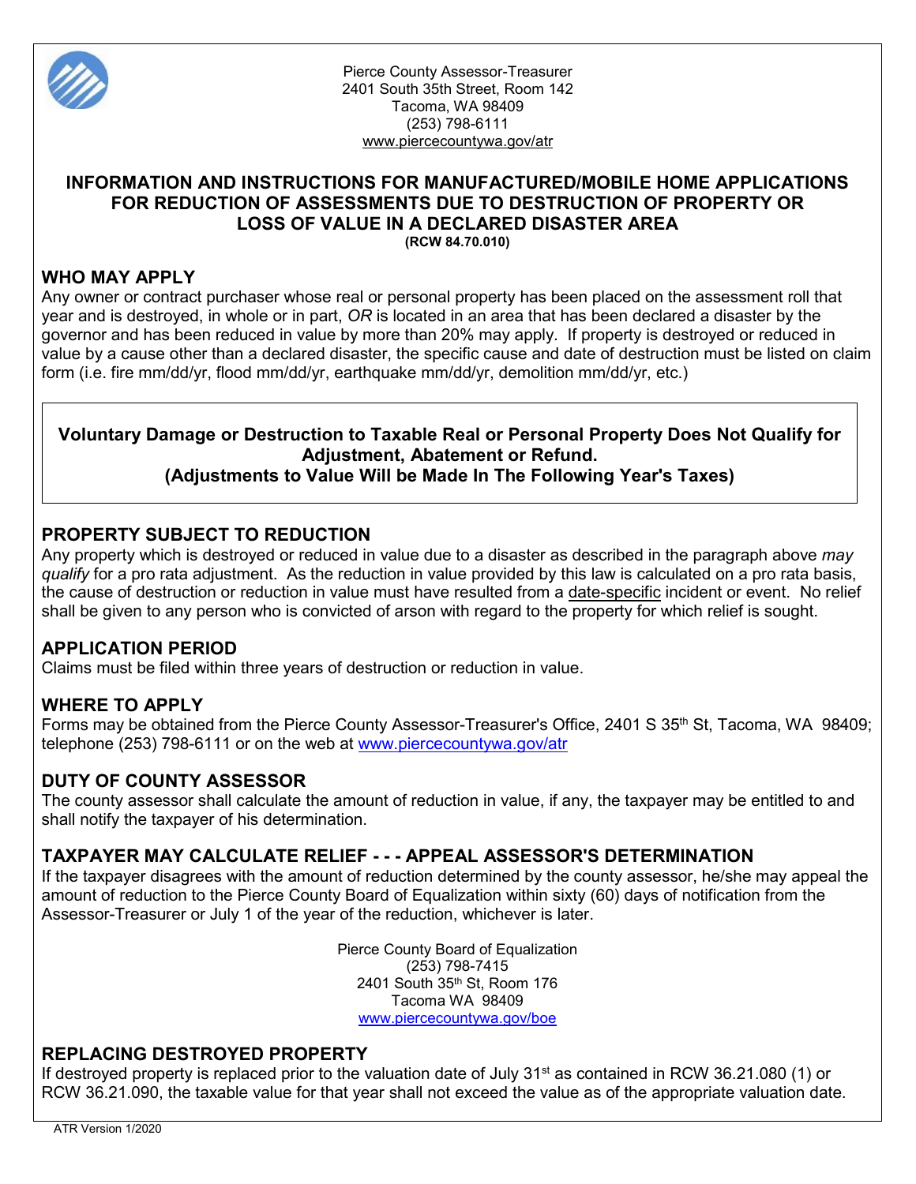Pierce County Assessor-Treasurer
2401 South 35th Street, Room 142
Tacoma, WA 98409
(253) 798-6111
www.piercecountywa.gov/atr

## INFORMATION AND INSTRUCTIONS FOR MANUFACTURED/MOBILE HOME APPLICATIONS FOR REDUCTION OF ASSESSMENTS DUE TO DESTRUCTION OF PROPERTY OR LOSS OF VALUE IN A DECLARED DISASTER AREA

**(RCW 84.70.010)**

### WHO MAY APPLY

Any owner or contract purchaser whose real or personal property has been placed on the assessment roll that year and is destroyed, in whole or in part, *OR* is located in an area that has been declared a disaster by the governor and has been reduced in value by more than 20% may apply. If property is destroyed or reduced in value by a cause other than a declared disaster, the specific cause and date of destruction must be listed on claim form (i.e. fire mm/dd/yr, flood mm/dd/yr, earthquake mm/dd/yr, demolition mm/dd/yr, etc.)

**Voluntary Damage or Destruction to Taxable Real or Personal Property Does Not Qualify for Adjustment, Abatement or Refund.**
**(Adjustments to Value Will be Made In The Following Year's Taxes)**

### PROPERTY SUBJECT TO REDUCTION

Any property which is destroyed or reduced in value due to a disaster as described in the paragraph above *may qualify* for a pro rata adjustment. As the reduction in value provided by this law is calculated on a pro rata basis, the cause of destruction or reduction in value must have resulted from a date-specific incident or event. No relief shall be given to any person who is convicted of arson with regard to the property for which relief is sought.

### APPLICATION PERIOD

Claims must be filed within three years of destruction or reduction in value.

### WHERE TO APPLY

Forms may be obtained from the Pierce County Assessor-Treasurer's Office, 2401 S 35th St, Tacoma, WA 98409; telephone (253) 798-6111 or on the web at www.piercecountywa.gov/atr

### DUTY OF COUNTY ASSESSOR

The county assessor shall calculate the amount of reduction in value, if any, the taxpayer may be entitled to and shall notify the taxpayer of his determination.

### TAXPAYER MAY CALCULATE RELIEF - - - APPEAL ASSESSOR'S DETERMINATION

If the taxpayer disagrees with the amount of reduction determined by the county assessor, he/she may appeal the amount of reduction to the Pierce County Board of Equalization within sixty (60) days of notification from the Assessor-Treasurer or July 1 of the year of the reduction, whichever is later.

Pierce County Board of Equalization
(253) 798-7415
2401 South 35th St, Room 176
Tacoma WA 98409
www.piercecountywa.gov/boe

### REPLACING DESTROYED PROPERTY

If destroyed property is replaced prior to the valuation date of July 31st as contained in RCW 36.21.080 (1) or RCW 36.21.090, the taxable value for that year shall not exceed the value as of the appropriate valuation date.

ATR Version 1/2020